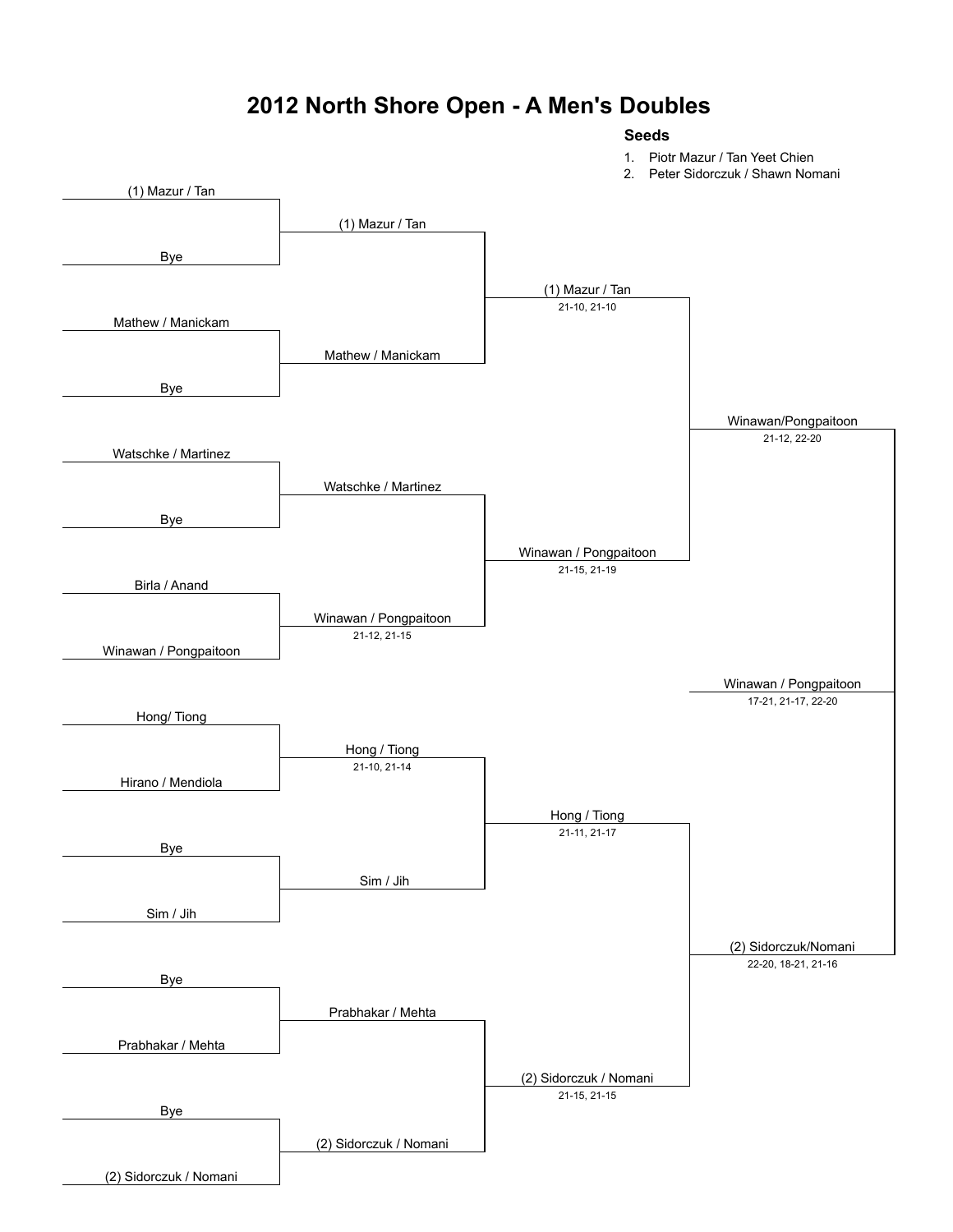# 2012 North Shore Open - A Men's Doubles

**Seeds**

1. Piotr Mazur / Tan Yeet Chien
2. Peter Sidorczuk / Shawn Nomani

| Round 1 | Round 2 | Quarterfinals | Semifinals | Final |
|---|---|---|---|---|
| (1) Mazur / Tan | (1) Mazur / Tan | (1) Mazur / Tan 21-10, 21-10 | Winawan/Pongpaitoon 21-12, 22-20 | Winawan / Pongpaitoon 17-21, 21-17, 22-20 |
| Bye | | | | |
| Mathew / Manickam | Mathew / Manickam | | | |
| Bye | | | | |
| Watschke / Martinez | Watschke / Martinez | Winawan / Pongpaitoon 21-15, 21-19 | | |
| Bye | | | | |
| Birla / Anand | Winawan / Pongpaitoon 21-12, 21-15 | | | |
| Winawan / Pongpaitoon | | | | |
| Hong/ Tiong | Hong / Tiong 21-10, 21-14 | Hong / Tiong 21-11, 21-17 | (2) Sidorczuk/Nomani 22-20, 18-21, 21-16 | |
| Hirano / Mendiola | | | | |
| Bye | Sim / Jih | | | |
| Sim / Jih | | | | |
| Bye | Prabhakar / Mehta | (2) Sidorczuk / Nomani 21-15, 21-15 | | |
| Prabhakar / Mehta | | | | |
| Bye | (2) Sidorczuk / Nomani | | | |
| (2) Sidorczuk / Nomani | | | | |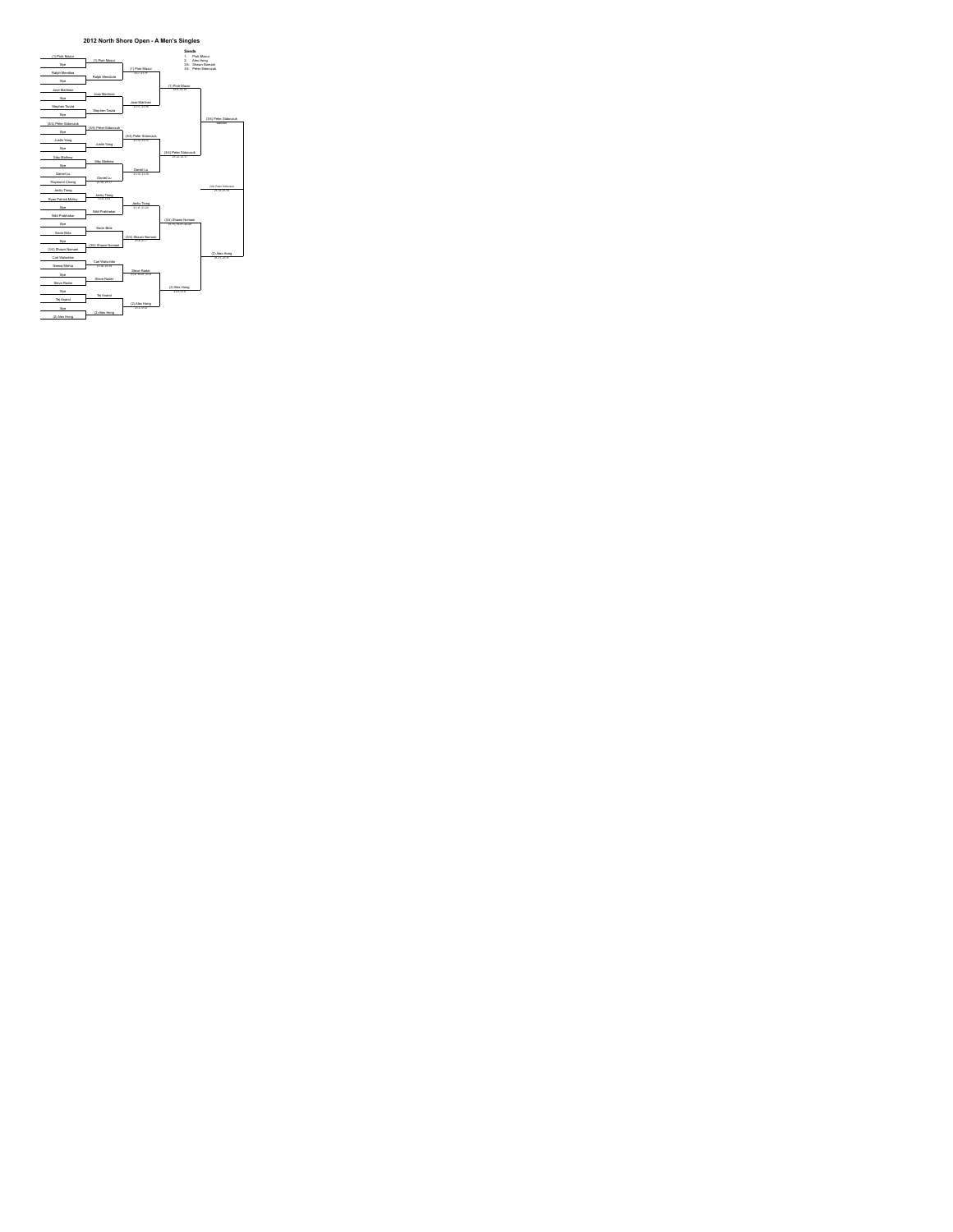# 2012 North Shore Open - A Men's Singles

**Seeds**

1. Piotr Mazur
2. Alex Hong

3/4. Shawn Nomani
3/4. Peter Sidarcuuk

## Round 1

- (1) Piotr Mazur vs Bye — (1) Piotr Mazur
- Ralph Mendoza vs Bye — Ralph Mendoza
- Jose Martinez vs Bye — Jose Martinez
- Stephen Tsuda vs Bye — Stephen Tsuda
- (3/4) Peter Sidarcuuk vs Bye — (3/4) Peter Sidarcuuk
- Justin Yang vs Bye — Justin Yang
- Siby Mathew vs Bye — Siby Mathew
- Daniel Lu vs Raymond Chang — Daniel Lu
- Jacky Tsang vs Ryan Patrick Molloy — Jacky Tsang
- Bye vs Nikil Prabhakar — Nikil Prabhakar
- Bye vs Sonic Bicks — Sonic Bicks
- Bye vs (3/4) Shawn Nomani — (3/4) Shawn Nomani
- Carl Walschke vs Neeraj Mehta — Carl Walschke
- Bye vs Steve Rader — Steve Rader
- Bye vs Tej Anand — Tej Anand
- Bye vs (2) Alex Hong — (2) Alex Hong

## Round 2

- (1) Piotr Mazur
- Jose Martinez
- (3/4) Peter Sidarcuuk
- Daniel Lu
- Jacky Tsang
- (3/4) Shawn Nomani
- Steve Rader
- (2) Alex Hong

## Quarterfinals

- (1) Piotr Mazur
- (3/4) Peter Sidarcuuk
- (3/4) Shawn Nomani
- (2) Alex Hong

## Semifinals

- (3/4) Peter Sidarcuuk
- (2) Alex Hong

## Final

- (3/4) Peter Sidarcuuk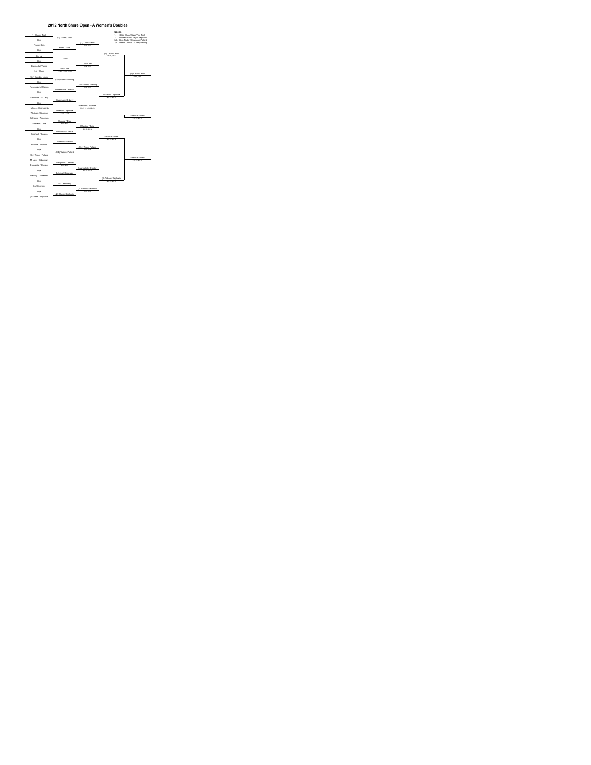# 2012 North Shore Open - A Women's Doubles

**Seeds**

1. Gilda Chan / Wan Ying Teoh
2. Renee Olsen / Taylor Seybom
3/4. Kym Tisler / Shannon Pollard
3/4. Preethi Gowda / Cherry Leung

## First Round

- (1) Chan / Teoh vs Bye
- Frank / Cole vs Bye
- Li / Lu vs Bye
- Bautista / Yanes vs Lin / Chan
- (3/4) Gowda / Leung vs Bye
- Rosenbaum / Meskin vs Bye
- Silverman / G. Levy vs Bye
- Holmes / Chamberlin vs Wexham / Sperlak
- Kolowski / Anderson vs Shankar / Date
- Bye vs Bernhard / Corpus
- Bye vs Scarsso / Scarsso
- Bye vs (3/4) Tisler / Pollard
- M. Levy / Silverman vs Evangelist / Chester
- Bye vs Behling / Grabowski
- Bye vs Gu / Kennedy
- Bye vs (2) Olsen / Seybom

## Second Round

- (1) Chan / Teoh
- Frank / Cole
- Li / Lu
- Lin / Chan
- (3/4) Gowda / Leung
- Rosenbaum / Meskin
- Silverman / G. Levy
- Wexham / Sperlak
- Shankar / Date
- Bernhard / Corpus
- Scarsso / Scarsso
- (3/4) Tisler / Pollard
- Evangelist / Chester
- Behling / Grabowski
- Gu / Kennedy
- (2) Olsen / Seybom

## Quarterfinals

- (1) Chan / Teoh
- Lin / Chan
- (3/4) Gowda / Leung
- Wexham / Sperlak
- Shankar / Date
- (3/4) Tisler / Pollard
- Evangelist / Chester
- (2) Olsen / Seybom

## Semifinals

- (1) Chan / Teoh
- Wexham / Sperlak
- Shankar / Date
- (2) Olsen / Seybom

## Final

- (1) Chan / Teoh
- Shankar / Date

## Champion

- Shankar / Date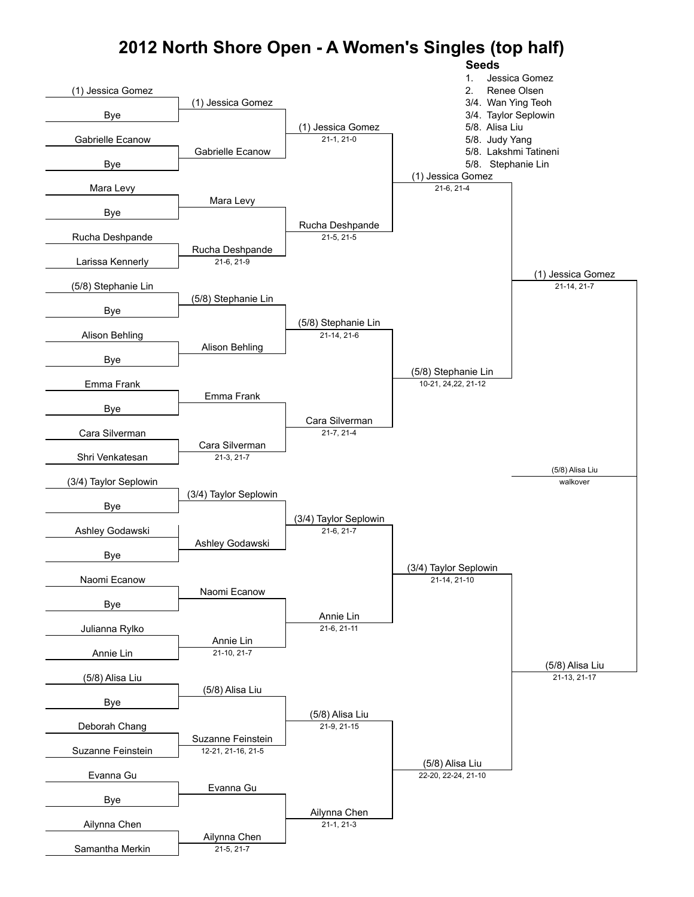# 2012 North Shore Open - A Women's Singles (top half)

**Seeds**

1. Jessica Gomez
2. Renee Olsen

3/4. Wan Ying Teoh
3/4. Taylor Seplowin
5/8. Alisa Liu
5/8. Judy Yang
5/8. Lakshmi Tatineni
5/8. Stephanie Lin

## Round 1

| Player 1 | Player 2 | Winner | Score |
|---|---|---|---|
| (1) Jessica Gomez | Bye | (1) Jessica Gomez | |
| Gabrielle Ecanow | Bye | Gabrielle Ecanow | |
| Mara Levy | Bye | Mara Levy | |
| Rucha Deshpande | Larissa Kennerly | Rucha Deshpande | 21-6, 21-9 |
| (5/8) Stephanie Lin | Bye | (5/8) Stephanie Lin | |
| Alison Behling | Bye | Alison Behling | |
| Emma Frank | Bye | Emma Frank | |
| Cara Silverman | Shri Venkatesan | Cara Silverman | 21-3, 21-7 |
| (3/4) Taylor Seplowin | Bye | (3/4) Taylor Seplowin | |
| Ashley Godawski | Bye | Ashley Godawski | |
| Naomi Ecanow | Bye | Naomi Ecanow | |
| Julianna Rylko | Annie Lin | Annie Lin | 21-10, 21-7 |
| (5/8) Alisa Liu | Bye | (5/8) Alisa Liu | |
| Deborah Chang | Suzanne Feinstein | Suzanne Feinstein | 12-21, 21-16, 21-5 |
| Evanna Gu | Bye | Evanna Gu | |
| Ailynna Chen | Samantha Merkin | Ailynna Chen | 21-5, 21-7 |

## Round 2

| Winner | Score |
|---|---|
| (1) Jessica Gomez | 21-1, 21-0 |
| Rucha Deshpande | 21-5, 21-5 |
| (5/8) Stephanie Lin | 21-14, 21-6 |
| Cara Silverman | 21-7, 21-4 |
| (3/4) Taylor Seplowin | 21-6, 21-7 |
| Annie Lin | 21-6, 21-11 |
| (5/8) Alisa Liu | 21-9, 21-15 |
| Ailynna Chen | 21-1, 21-3 |

## Round 3

| Winner | Score |
|---|---|
| (1) Jessica Gomez | 21-6, 21-4 |
| (5/8) Stephanie Lin | 10-21, 24,22, 21-12 |
| (3/4) Taylor Seplowin | 21-14, 21-10 |
| (5/8) Alisa Liu | 22-20, 22-24, 21-10 |

## Round 4

| Winner | Score |
|---|---|
| (1) Jessica Gomez | 21-14, 21-7 |
| (5/8) Alisa Liu | 21-13, 21-17 |

## Final (top half)

| Winner | Score |
|---|---|
| (5/8) Alisa Liu | walkover |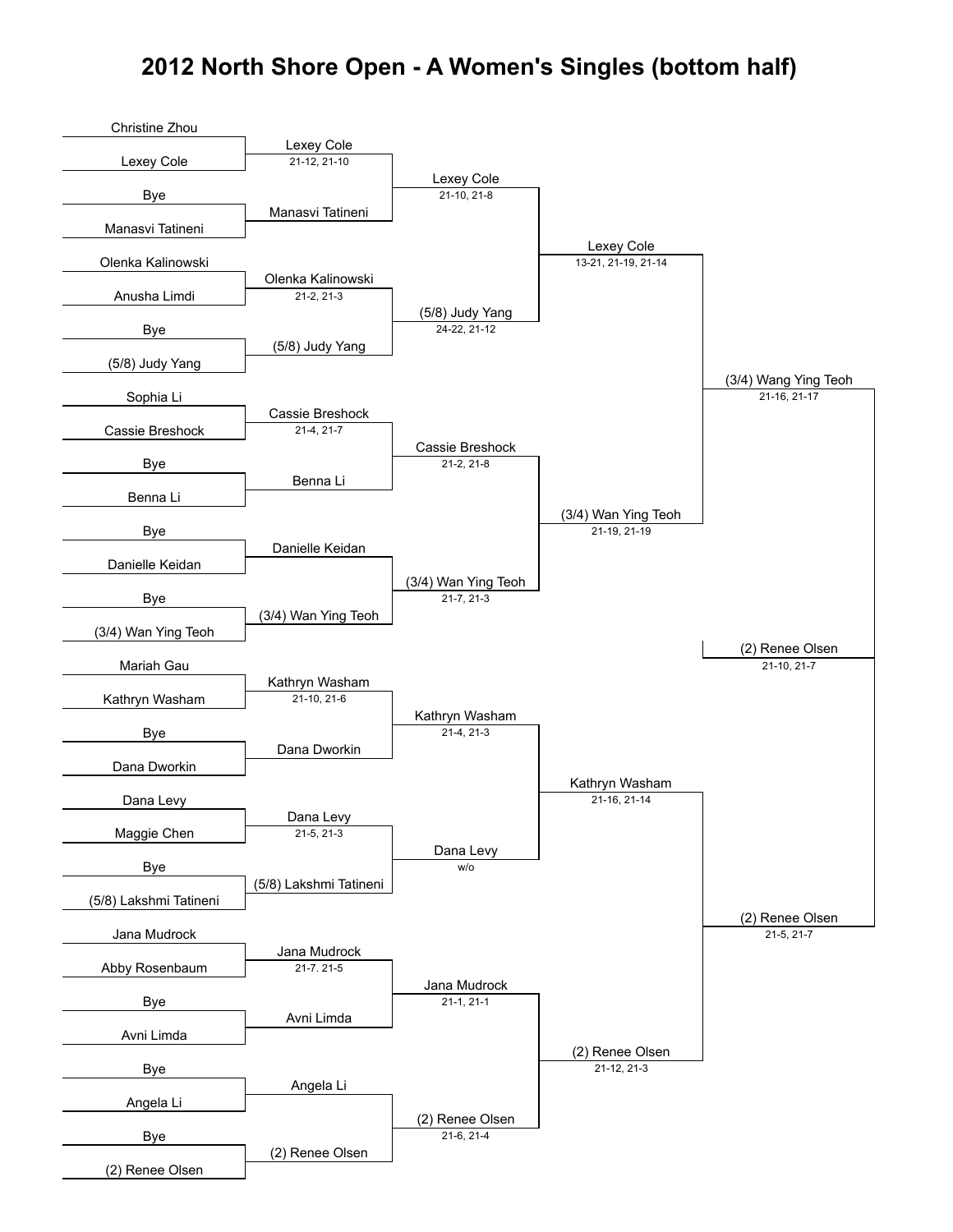# 2012 North Shore Open - A Women's Singles (bottom half)

| Round 1 | Round 2 | Round 3 | Quarterfinals | Semifinals | Final |
|---|---|---|---|---|---|
| Christine Zhou | | | | | |
| Lexey Cole | Lexey Cole<br>21-12, 21-10 | | | | |
| Bye | | Lexey Cole<br>21-10, 21-8 | | | |
| Manasvi Tatineni | Manasvi Tatineni | | | | |
| Olenka Kalinowski | | | Lexey Cole<br>13-21, 21-19, 21-14 | | |
| Anusha Limdi | Olenka Kalinowski<br>21-2, 21-3 | | | | |
| Bye | | (5/8) Judy Yang<br>24-22, 21-12 | | | |
| (5/8) Judy Yang | (5/8) Judy Yang | | | | |
| Sophia Li | | | | (3/4) Wang Ying Teoh<br>21-16, 21-17 | |
| Cassie Breshock | Cassie Breshock<br>21-4, 21-7 | | | | |
| Bye | | Cassie Breshock<br>21-2, 21-8 | | | |
| Benna Li | Benna Li | | | | |
| Bye | | | (3/4) Wan Ying Teoh<br>21-19, 21-19 | | |
| Danielle Keidan | Danielle Keidan | | | | |
| Bye | | (3/4) Wan Ying Teoh<br>21-7, 21-3 | | | |
| (3/4) Wan Ying Teoh | (3/4) Wan Ying Teoh | | | | |
| Mariah Gau | | | | | (2) Renee Olsen<br>21-10, 21-7 |
| Kathryn Washam | Kathryn Washam<br>21-10, 21-6 | | | | |
| Bye | | Kathryn Washam<br>21-4, 21-3 | | | |
| Dana Dworkin | Dana Dworkin | | | | |
| Dana Levy | | | Kathryn Washam<br>21-16, 21-14 | | |
| Maggie Chen | Dana Levy<br>21-5, 21-3 | | | | |
| Bye | | Dana Levy<br>w/o | | | |
| (5/8) Lakshmi Tatineni | (5/8) Lakshmi Tatineni | | | | |
| Jana Mudrock | | | | (2) Renee Olsen<br>21-5, 21-7 | |
| Abby Rosenbaum | Jana Mudrock<br>21-7. 21-5 | | | | |
| Bye | | Jana Mudrock<br>21-1, 21-1 | | | |
| Avni Limda | Avni Limda | | | | |
| Bye | | | (2) Renee Olsen<br>21-12, 21-3 | | |
| Angela Li | Angela Li | | | | |
| Bye | | (2) Renee Olsen<br>21-6, 21-4 | | | |
| (2) Renee Olsen | (2) Renee Olsen | | | | |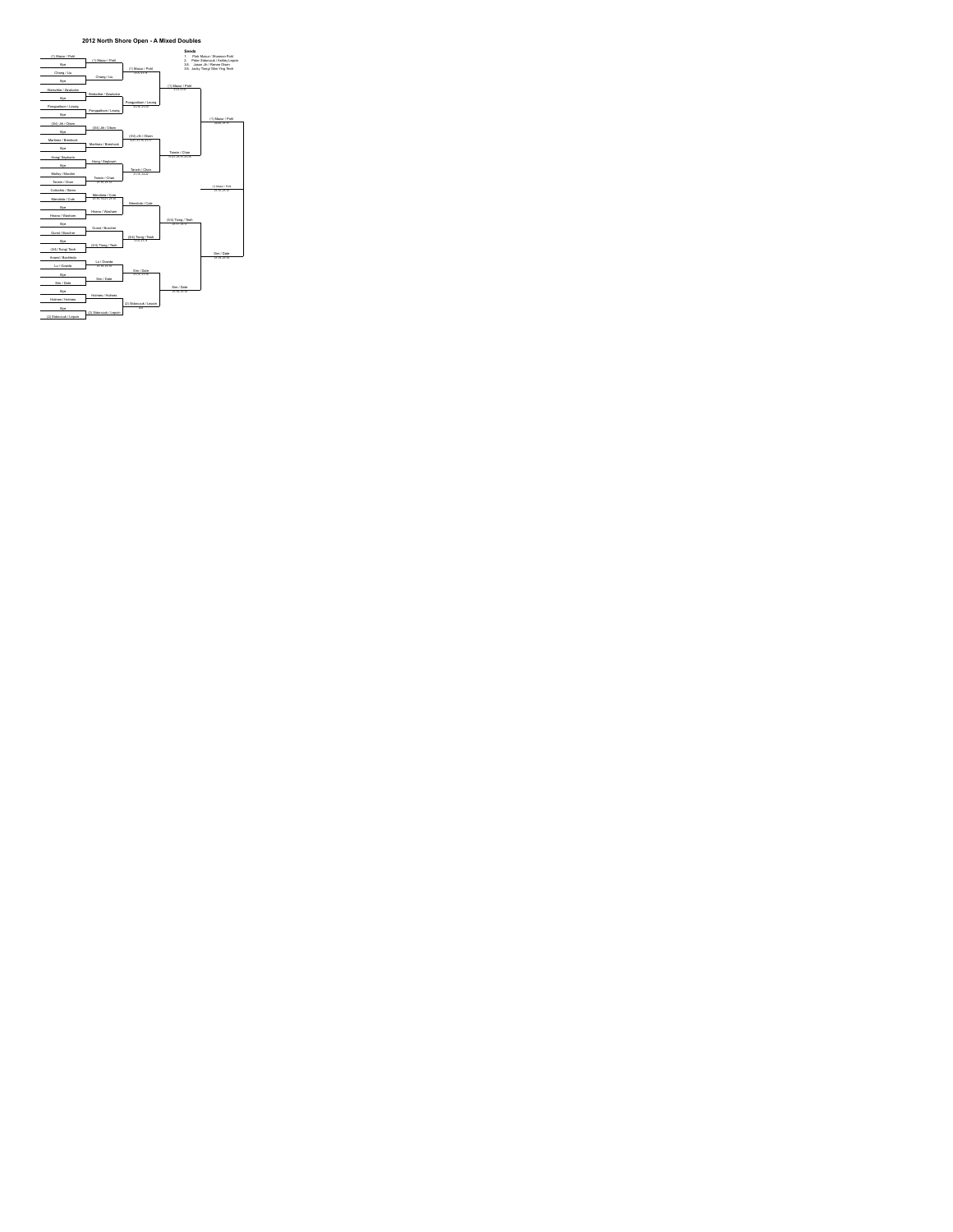# 2012 North Shore Open - A Mixed Doubles

**Seeds**

1. Piotr Mazur / Shannon Pohl
2. Peter Sidorczuk / Ashley Lepoir
3/4. Jason Jih / Renee Chen
3/4. Jacky Tang / Shin Ying Teoh

**First Round**

- (1) Mazur / Pohl vs Bye — (1) Mazur / Pohl
- Chang / Liu vs Bye — Chang / Liu
- Wolschke / Zaulovko vs Bye — Wolschke / Zaulovko
- Pongpaiboon / Leung vs Bye — Pongpaiboon / Leung
- (3/4) Jih / Chen vs Bye — (3/4) Jih / Chen
- Martinez / Breshock vs Bye — Martinez / Breshock
- Hung / Sephoph vs Bye — Hung / Sephoph
- Malloy / Mandel vs Tarwin / Chan — Tarwin / Chan
- Colucho / Sarvu vs Mendiola / Cole — Mendiola / Cole
- Bye vs Hisano / Washeen — Hisano / Washeen
- Bye vs Guest / Boucher — Guest / Boucher
- Bye vs (3/4) Tang / Teoh — (3/4) Tang / Teoh
- Anand / Buchlada vs Lu / Gowda — Lu / Gowda
- Bye vs Sim / Dale — Sim / Dale
- Bye vs Holmes / Holmes — Holmes / Holmes
- Bye vs (2) Sidorczuk / Lepoir — (2) Sidorczuk / Lepoir

**Second Round**

- (1) Mazur / Pohl
- Pongpaiboon / Leung
- (3/4) Jih / Chen
- Tarwin / Chan
- Mendiola / Cole
- (3/4) Tang / Teoh
- Sim / Dale
- (2) Sidorczuk / Lepoir

**Quarterfinals**

- (1) Mazur / Pohl
- Tarwin / Chan
- (3/4) Tang / Teoh
- Sim / Dale

**Semifinals**

- (1) Mazur / Pohl
- Sim / Dale

**Final**

- (1) Mazur / Pohl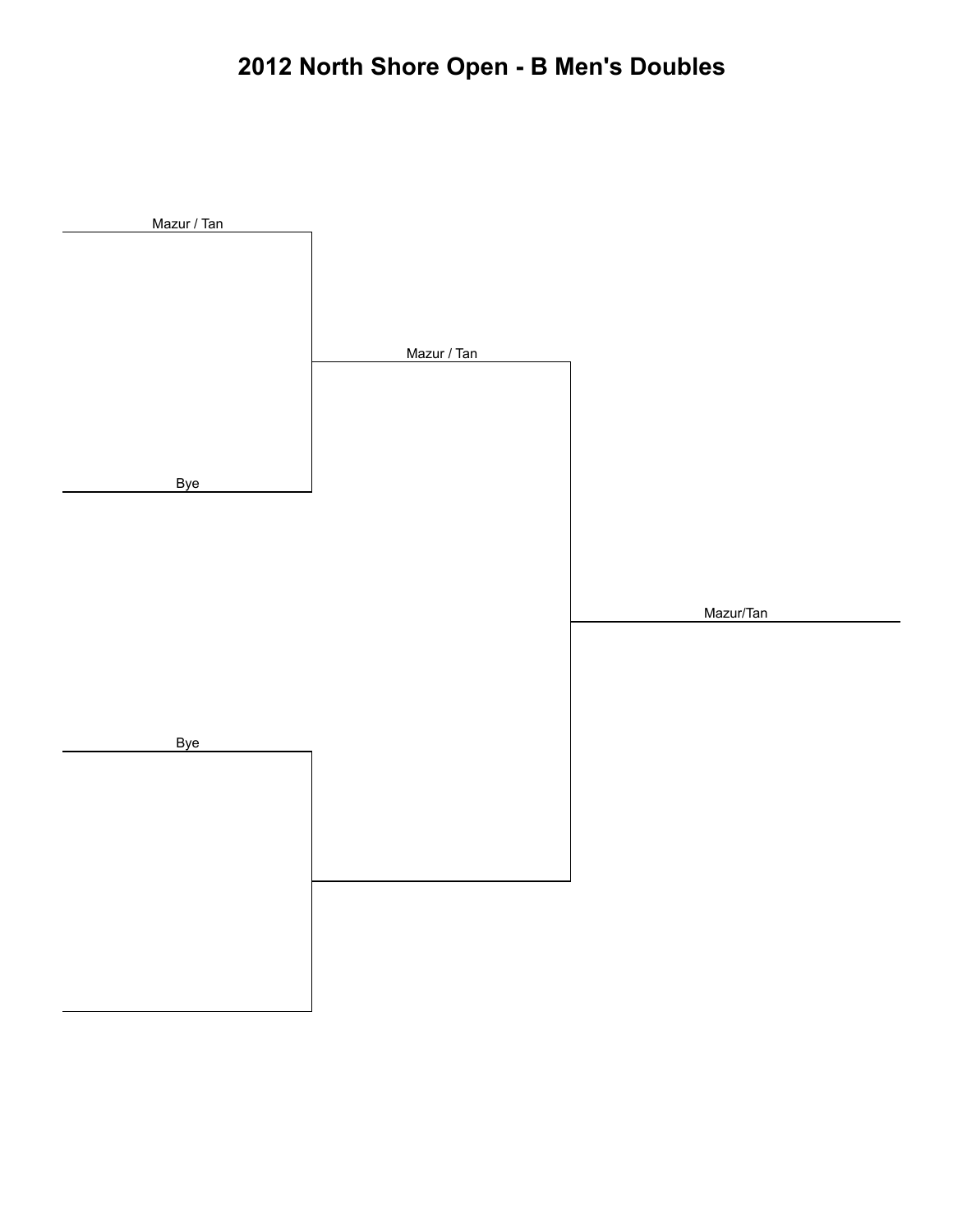# 2012 North Shore Open - B Men's Doubles

Mazur / Tan

Bye

Mazur / Tan

Bye

Mazur/Tan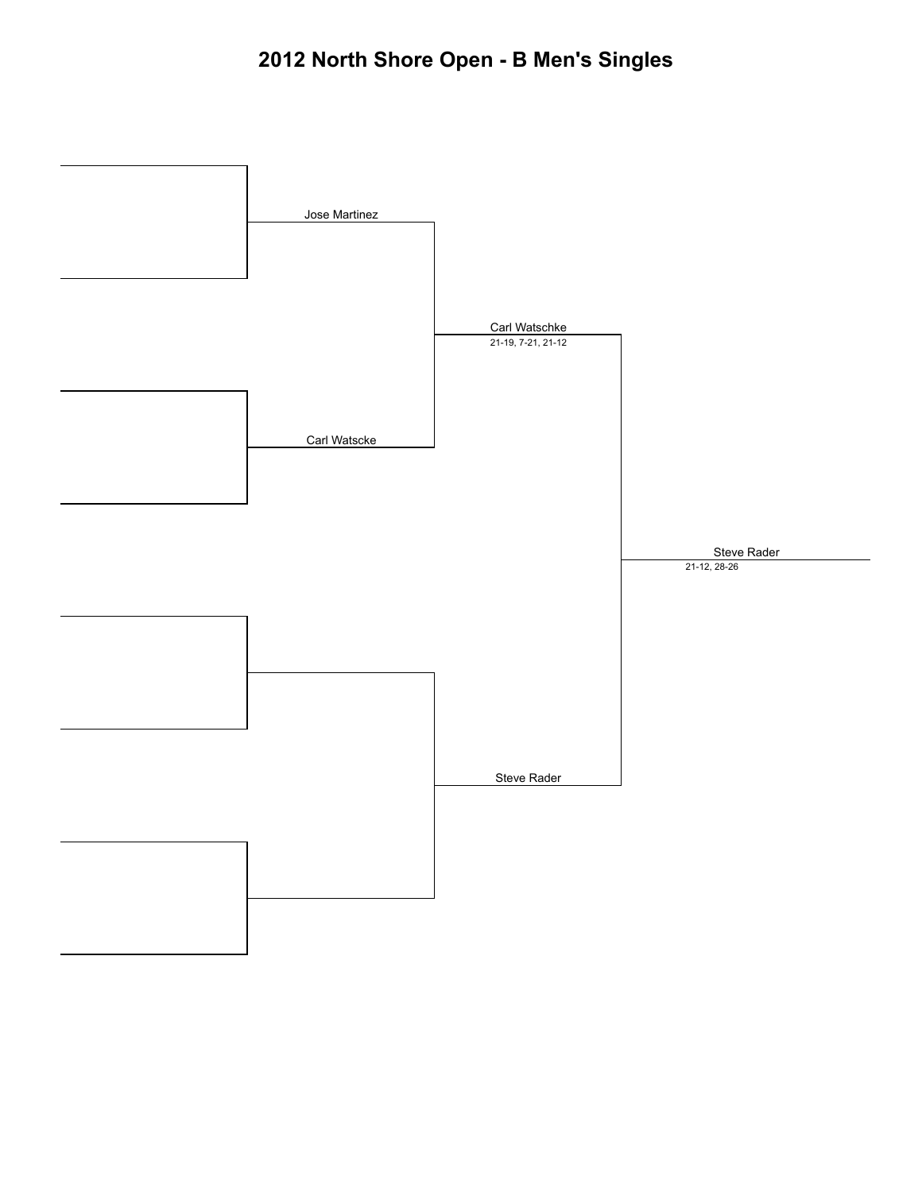# 2012 North Shore Open - B Men's Singles

**Round 2**

- Jose Martinez
- Carl Watscke

**Semifinals**

- Carl Watschke — 21-19, 7-21, 21-12
- Steve Rader

**Final**

- Steve Rader — 21-12, 28-26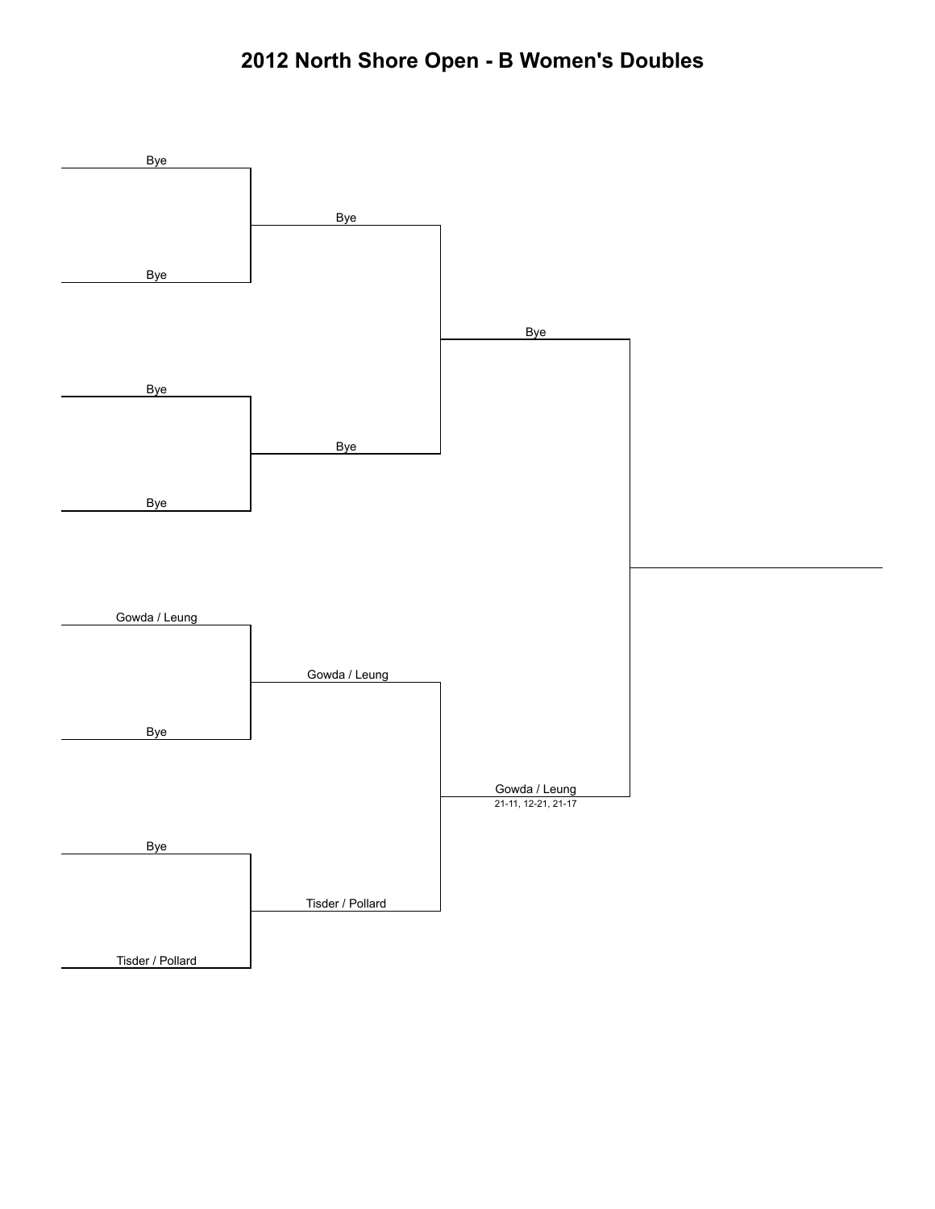# 2012 North Shore Open - B Women's Doubles

**Round 1**

- Bye
- Bye
- Bye
- Bye
- Gowda / Leung
- Bye
- Bye
- Tisder / Pollard

**Round 2**

- Bye
- Bye
- Gowda / Leung
- Tisder / Pollard

**Round 3**

- Bye
- Gowda / Leung
  21-11, 12-21, 21-17

**Final**

-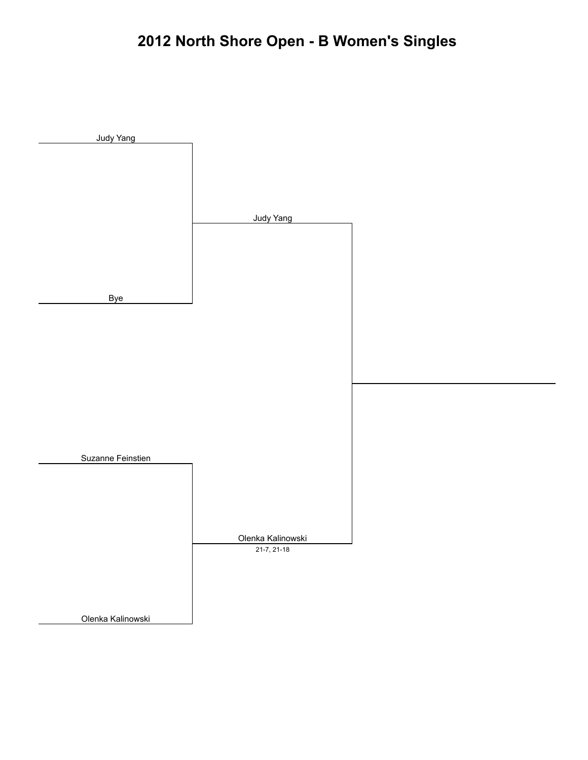# 2012 North Shore Open - B Women's Singles

| Round 1 | Round 2 | Final |
| --- | --- | --- |
| Judy Yang | | |
| Bye | Judy Yang | |
| | | |
| Suzanne Feinstien | | |
| Olenka Kalinowski | Olenka Kalinowski<br>21-7, 21-18 | |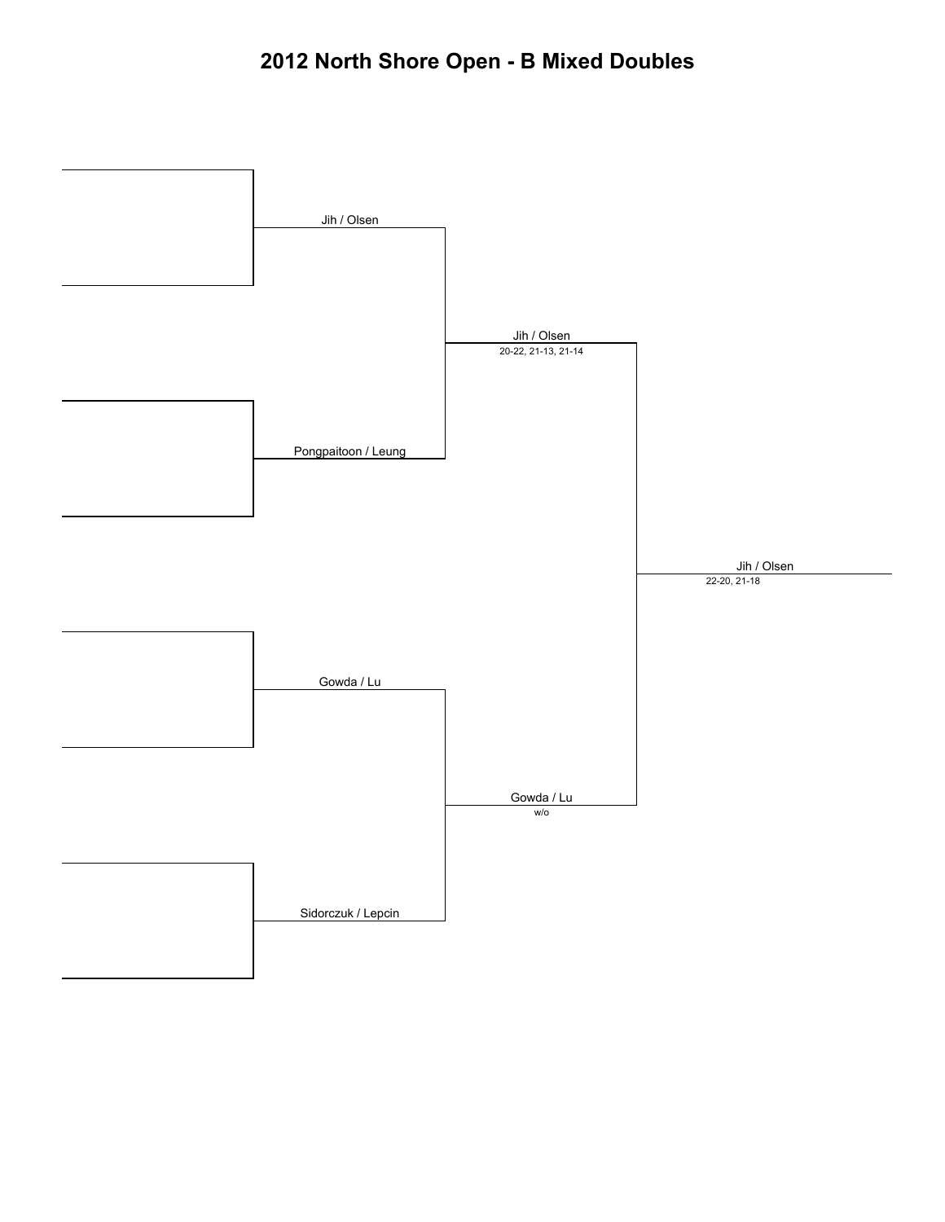# 2012 North Shore Open - B Mixed Doubles

| Round 1 | Semifinals | Final | Winner |
| --- | --- | --- | --- |
| Jih / Olsen | Jih / Olsen<br>20-22, 21-13, 21-14 | Jih / Olsen<br>22-20, 21-18 | |
| Pongpaitoon / Leung | | | |
| Gowda / Lu | Gowda / Lu<br>w/o | | |
| Sidorczuk / Lepcin | | | |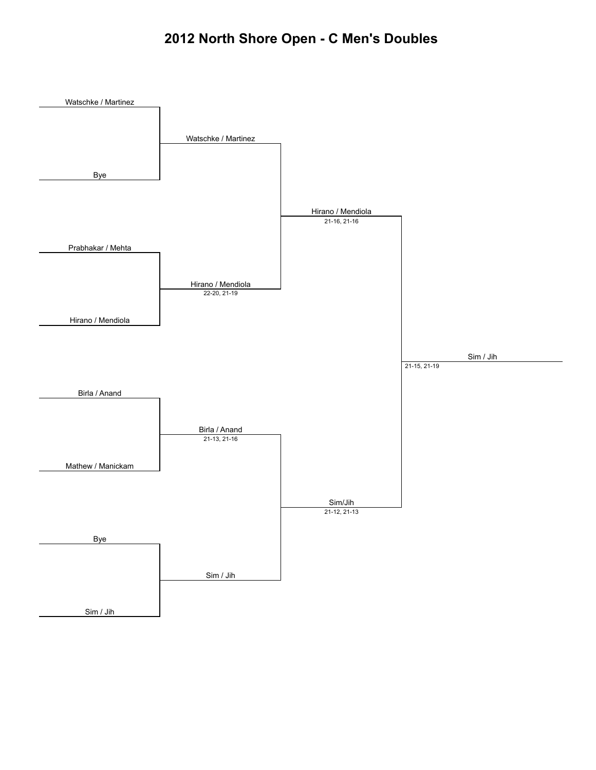# 2012 North Shore Open - C Men's Doubles

**Round 1**

- Watschke / Martinez vs. Bye → Watschke / Martinez
- Prabhakar / Mehta vs. Hirano / Mendiola → Hirano / Mendiola (22-20, 21-19)
- Birla / Anand vs. Mathew / Manickam → Birla / Anand (21-13, 21-16)
- Bye vs. Sim / Jih → Sim / Jih

**Semifinals**

- Watschke / Martinez vs. Hirano / Mendiola → Hirano / Mendiola (21-16, 21-16)
- Birla / Anand vs. Sim / Jih → Sim/Jih (21-12, 21-13)

**Final**

- Hirano / Mendiola vs. Sim/Jih → Sim / Jih (21-15, 21-19)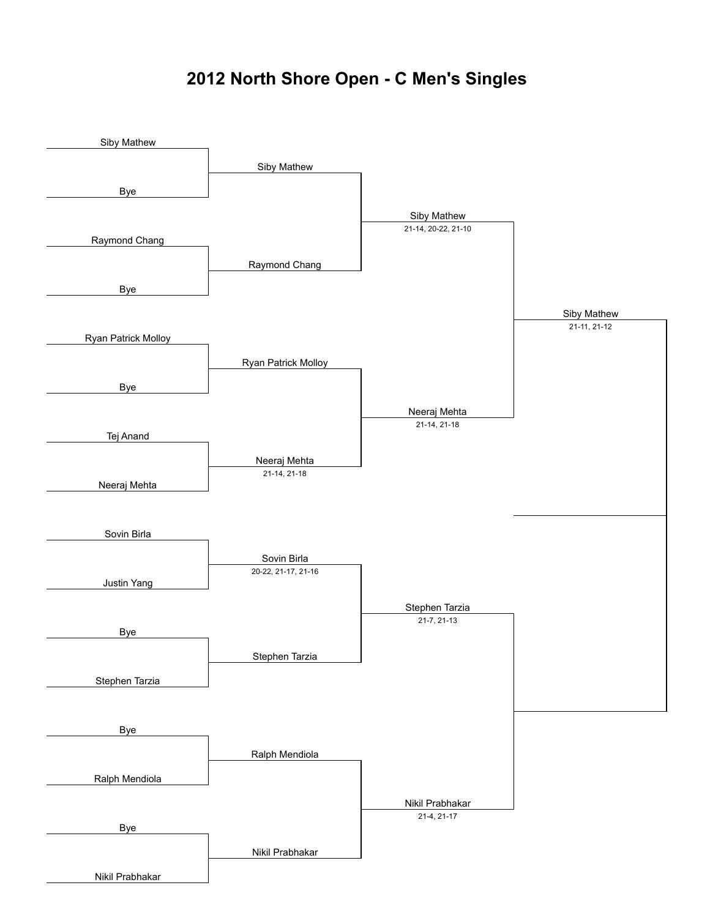# 2012 North Shore Open - C Men's Singles

| Round 1 | Round 2 | Semifinals | Final |
| --- | --- | --- | --- |
| Siby Mathew | Siby Mathew | Siby Mathew (21-14, 20-22, 21-10) | Siby Mathew (21-11, 21-12) |
| Bye | | | |
| Raymond Chang | Raymond Chang | | |
| Bye | | | |
| Ryan Patrick Molloy | Ryan Patrick Molloy | Neeraj Mehta (21-14, 21-18) | |
| Bye | | | |
| Tej Anand | Neeraj Mehta (21-14, 21-18) | | |
| Neeraj Mehta | | | |
| Sovin Birla | Sovin Birla (20-22, 21-17, 21-16) | Stephen Tarzia (21-7, 21-13) | |
| Justin Yang | | | |
| Bye | Stephen Tarzia | | |
| Stephen Tarzia | | | |
| Bye | Ralph Mendiola | Nikil Prabhakar (21-4, 21-17) | |
| Ralph Mendiola | | | |
| Bye | Nikil Prabhakar | | |
| Nikil Prabhakar | | | |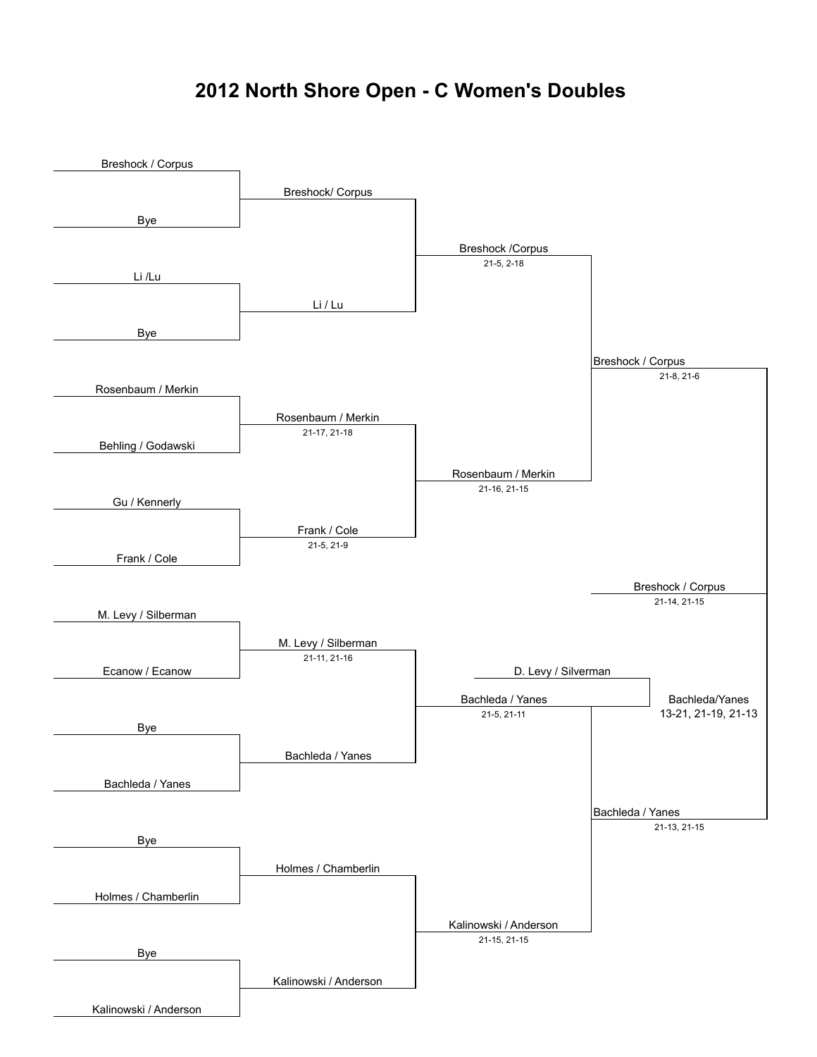# 2012 North Shore Open - C Women's Doubles

**Round 1**

| Match | Player 1 | Player 2 | Winner | Score |
|---|---|---|---|---|
| 1 | Breshock / Corpus | Bye | Breshock/ Corpus | |
| 2 | Li /Lu | Bye | Li / Lu | |
| 3 | Rosenbaum / Merkin | Behling / Godawski | Rosenbaum / Merkin | 21-17, 21-18 |
| 4 | Gu / Kennerly | Frank / Cole | Frank / Cole | 21-5, 21-9 |
| 5 | M. Levy / Silberman | Ecanow / Ecanow | M. Levy / Silberman | 21-11, 21-16 |
| 6 | Bye | Bachleda / Yanes | Bachleda / Yanes | |
| 7 | Bye | Holmes / Chamberlin | Holmes / Chamberlin | |
| 8 | Bye | Kalinowski / Anderson | Kalinowski / Anderson | |

**Quarterfinals**

| Winner | Score |
|---|---|
| Breshock /Corpus | 21-5, 2-18 |
| Rosenbaum / Merkin | 21-16, 21-15 |
| Bachleda / Yanes | 21-5, 21-11 |
| Kalinowski / Anderson | 21-15, 21-15 |

**Semifinals**

| Winner | Score |
|---|---|
| Breshock / Corpus | 21-8, 21-6 |
| Bachleda / Yanes | 21-13, 21-15 |

**Final**

| Winner | Score |
|---|---|
| Breshock / Corpus | 21-14, 21-15 |

**Other match**

| Player 1 | Player 2 | Winner | Score |
|---|---|---|---|
| D. Levy / Silverman | Bachleda / Yanes | Bachleda/Yanes | 13-21, 21-19, 21-13 |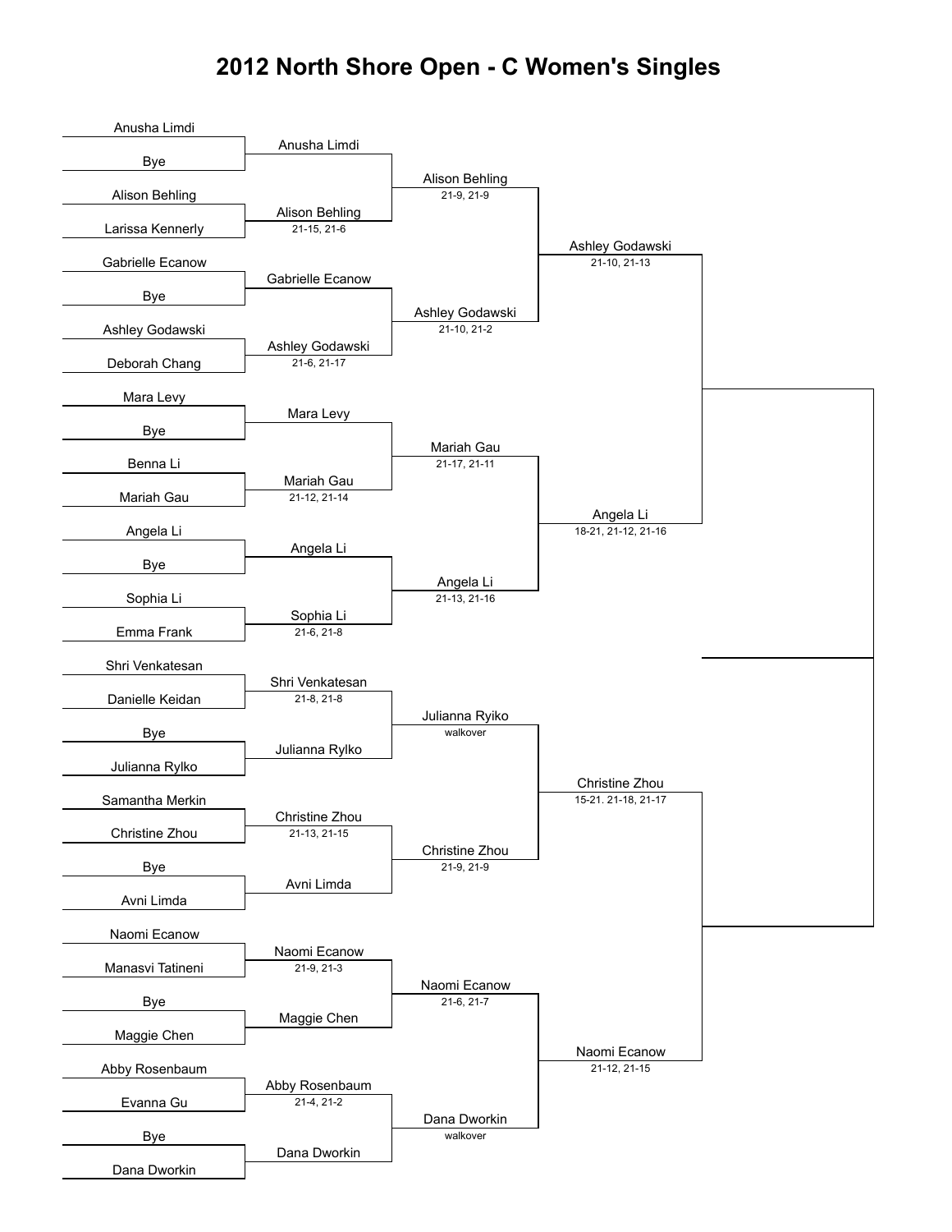# 2012 North Shore Open - C Women's Singles

## Round 1

| Player 1 | Player 2 | Winner | Score |
|---|---|---|---|
| Anusha Limdi | Bye | Anusha Limdi | |
| Alison Behling | Larissa Kennerly | Alison Behling | 21-15, 21-6 |
| Gabrielle Ecanow | Bye | Gabrielle Ecanow | |
| Ashley Godawski | Deborah Chang | Ashley Godawski | 21-6, 21-17 |
| Mara Levy | Bye | Mara Levy | |
| Benna Li | Mariah Gau | Mariah Gau | 21-12, 21-14 |
| Angela Li | Bye | Angela Li | |
| Sophia Li | Emma Frank | Sophia Li | 21-6, 21-8 |
| Shri Venkatesan | Danielle Keidan | Shri Venkatesan | 21-8, 21-8 |
| Bye | Julianna Rylko | Julianna Rylko | |
| Samantha Merkin | Christine Zhou | Christine Zhou | 21-13, 21-15 |
| Bye | Avni Limda | Avni Limda | |
| Naomi Ecanow | Manasvi Tatineni | Naomi Ecanow | 21-9, 21-3 |
| Bye | Maggie Chen | Maggie Chen | |
| Abby Rosenbaum | Evanna Gu | Abby Rosenbaum | 21-4, 21-2 |
| Bye | Dana Dworkin | Dana Dworkin | |

## Round 2

| Winner | Score |
|---|---|
| Alison Behling | 21-9, 21-9 |
| Ashley Godawski | 21-10, 21-2 |
| Mariah Gau | 21-17, 21-11 |
| Angela Li | 21-13, 21-16 |
| Julianna Ryiko | walkover |
| Christine Zhou | 21-9, 21-9 |
| Naomi Ecanow | 21-6, 21-7 |
| Dana Dworkin | walkover |

## Semifinals

| Winner | Score |
|---|---|
| Ashley Godawski | 21-10, 21-13 |
| Angela Li | 18-21, 21-12, 21-16 |
| Christine Zhou | 15-21. 21-18, 21-17 |
| Naomi Ecanow | 21-12, 21-15 |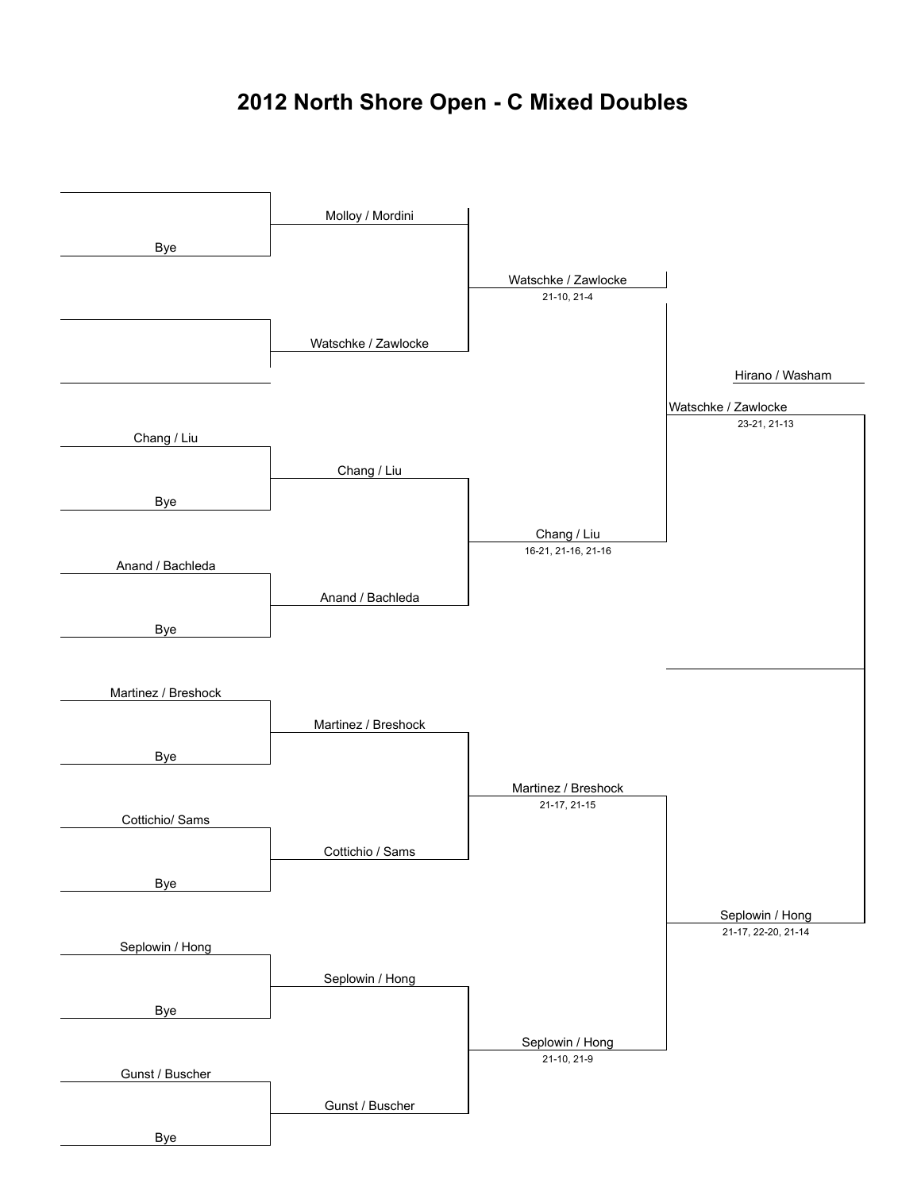# 2012 North Shore Open - C Mixed Doubles

**Round 1**

| Match | Team 1 | Team 2 | Winner |
|---|---|---|---|
| 1 | | Bye | Molloy / Mordini |
| 2 | | | Watschke / Zawlocke |
| 3 | Chang / Liu | Bye | Chang / Liu |
| 4 | Anand / Bachleda | Bye | Anand / Bachleda |
| 5 | Martinez / Breshock | Bye | Martinez / Breshock |
| 6 | Cottichio/ Sams | Bye | Cottichio / Sams |
| 7 | Seplowin / Hong | Bye | Seplowin / Hong |
| 8 | Gunst / Buscher | Bye | Gunst / Buscher |

**Quarterfinals**

| Match | Winner | Score |
|---|---|---|
| Molloy / Mordini vs. Watschke / Zawlocke | Watschke / Zawlocke | 21-10, 21-4 |
| Chang / Liu vs. Anand / Bachleda | Chang / Liu | 16-21, 21-16, 21-16 |
| Martinez / Breshock vs. Cottichio / Sams | Martinez / Breshock | 21-17, 21-15 |
| Seplowin / Hong vs. Gunst / Buscher | Seplowin / Hong | 21-10, 21-9 |

**Semifinals**

| Match | Winner | Score |
|---|---|---|
| Watschke / Zawlocke vs. Chang / Liu | Watschke / Zawlocke | 23-21, 21-13 |
| Martinez / Breshock vs. Seplowin / Hong | Seplowin / Hong | 21-17, 22-20, 21-14 |

**Final**

Hirano / Washam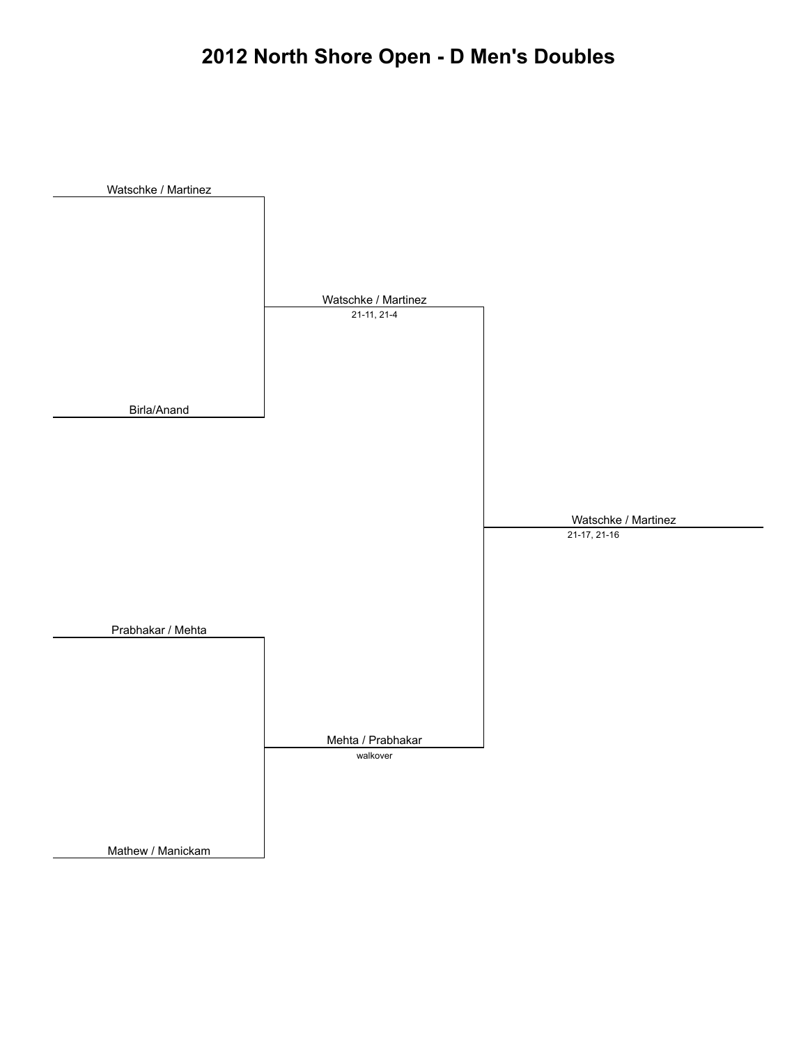# 2012 North Shore Open - D Men's Doubles

| Round 1 | Round 2 | Final |
| --- | --- | --- |
| Watschke / Martinez | | |
| | Watschke / Martinez<br>21-11, 21-4 | |
| Birla/Anand | | |
| | | Watschke / Martinez<br>21-17, 21-16 |
| Prabhakar / Mehta | | |
| | Mehta / Prabhakar<br>walkover | |
| Mathew / Manickam | | |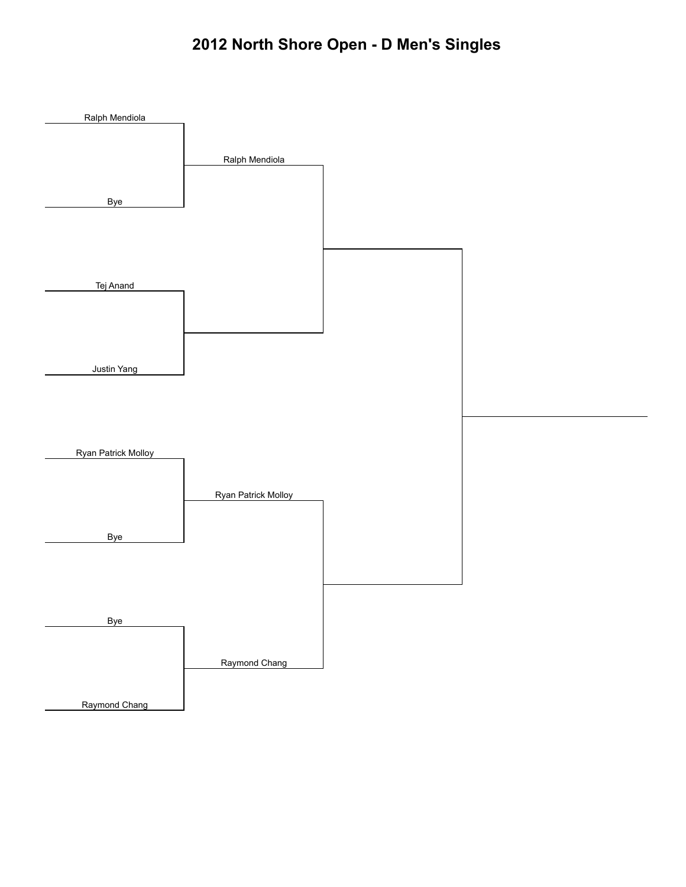# 2012 North Shore Open - D Men's Singles

| Round 1 | Round 2 | Semifinal | Final |
| --- | --- | --- | --- |
| Ralph Mendiola | | | |
| Bye | Ralph Mendiola | | |
| Tej Anand | | | |
| Justin Yang | | | |
| Ryan Patrick Molloy | | | |
| Bye | Ryan Patrick Molloy | | |
| Bye | | | |
| Raymond Chang | Raymond Chang | | |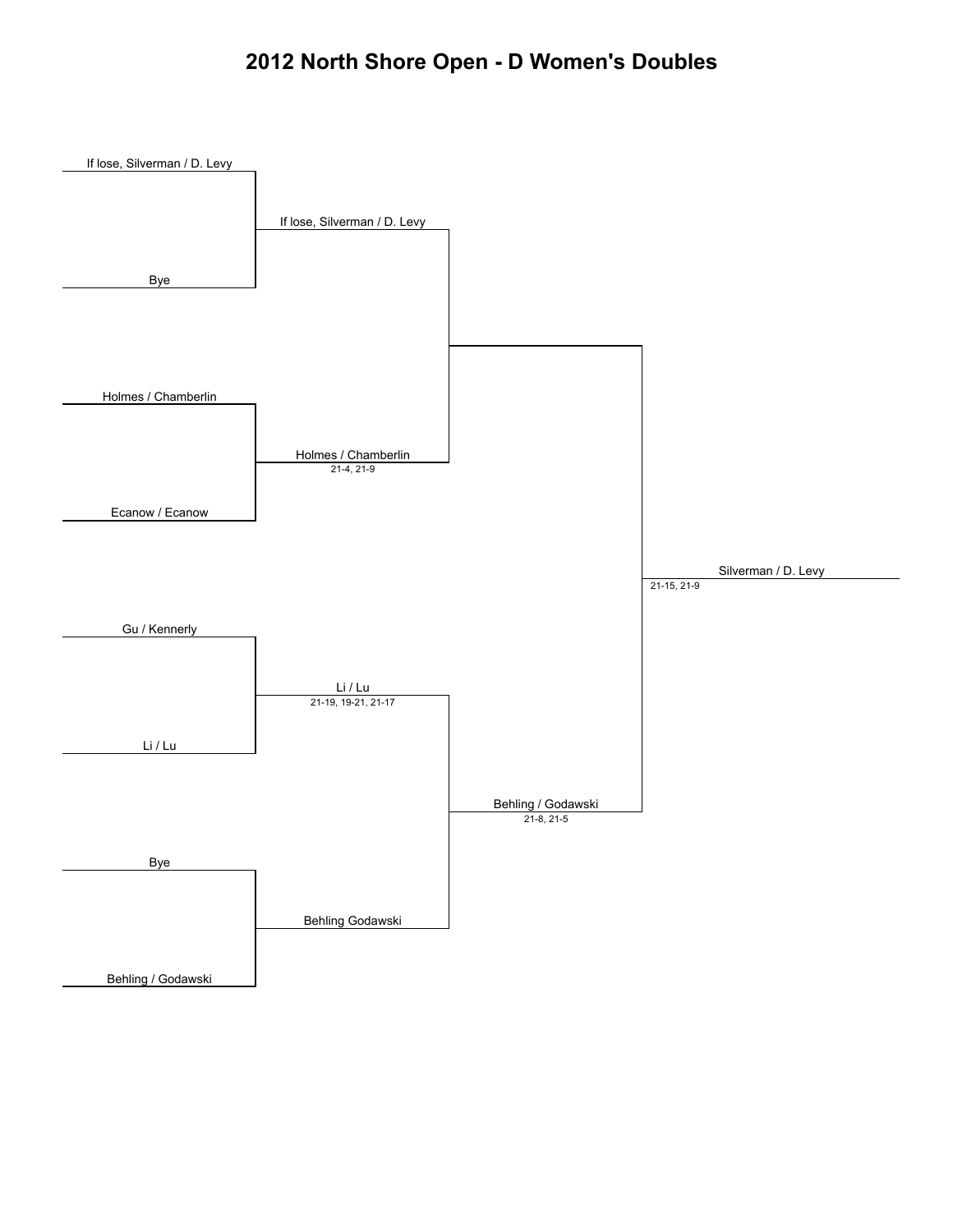# 2012 North Shore Open - D Women's Doubles

**Round 1**

- If lose, Silverman / D. Levy vs. Bye → If lose, Silverman / D. Levy
- Holmes / Chamberlin vs. Ecanow / Ecanow → Holmes / Chamberlin (21-4, 21-9)
- Gu / Kennerly vs. Li / Lu → Li / Lu (21-19, 19-21, 21-17)
- Bye vs. Behling / Godawski → Behling Godawski

**Semifinals**

- If lose, Silverman / D. Levy vs. Holmes / Chamberlin → (no result shown)
- Li / Lu vs. Behling Godawski → Behling / Godawski (21-8, 21-5)

**Final**

- Winner: Silverman / D. Levy (21-15, 21-9)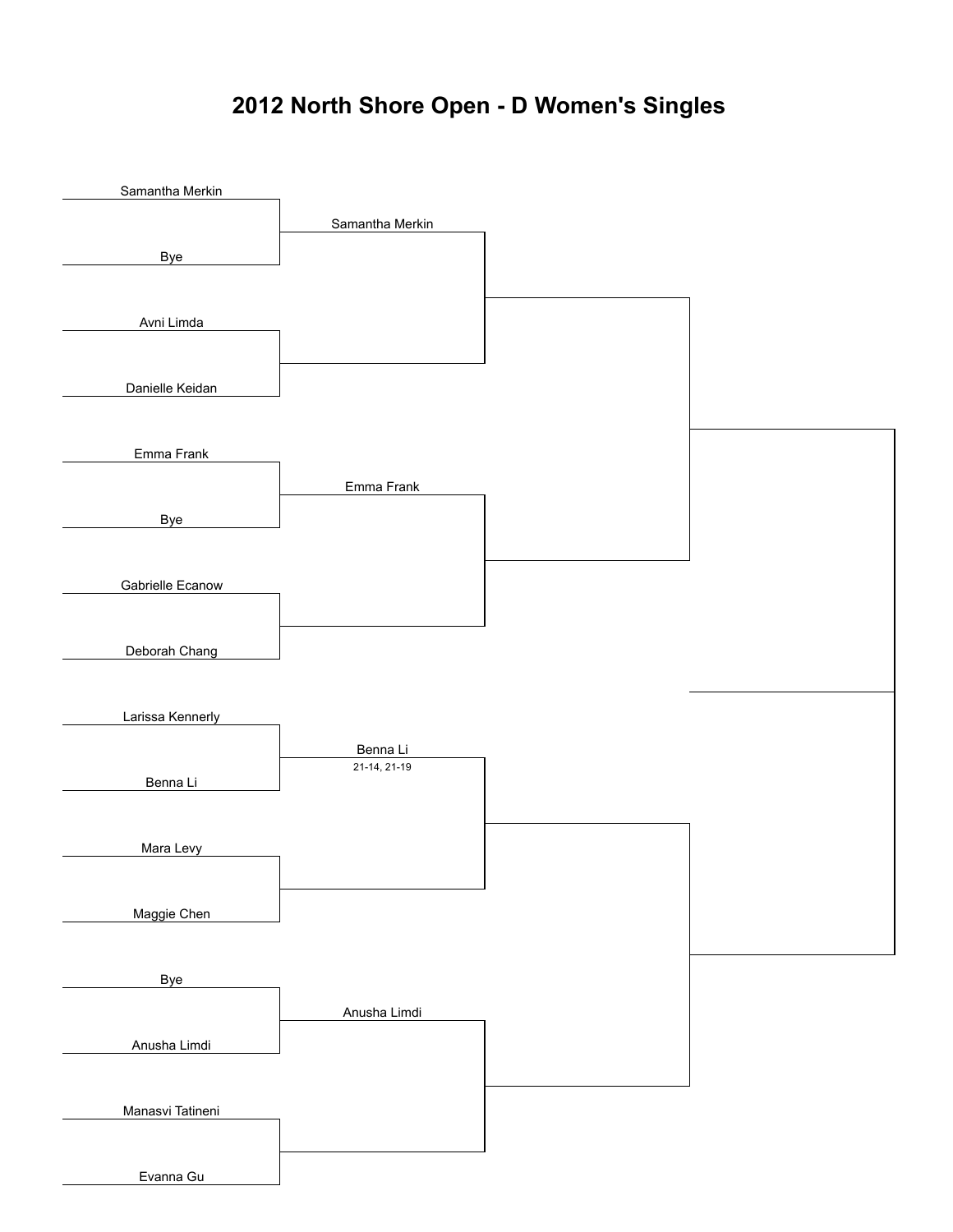# 2012 North Shore Open - D Women's Singles

| Round 1 | Round 2 | Semifinals | Final |
|---|---|---|---|
| Samantha Merkin | Samantha Merkin | | |
| Bye | | | |
| Avni Limda | | | |
| Danielle Keidan | | | |
| Emma Frank | Emma Frank | | |
| Bye | | | |
| Gabrielle Ecanow | | | |
| Deborah Chang | | | |
| Larissa Kennerly | Benna Li (21-14, 21-19) | | |
| Benna Li | | | |
| Mara Levy | | | |
| Maggie Chen | | | |
| Bye | Anusha Limdi | | |
| Anusha Limdi | | | |
| Manasvi Tatineni | | | |
| Evanna Gu | | | |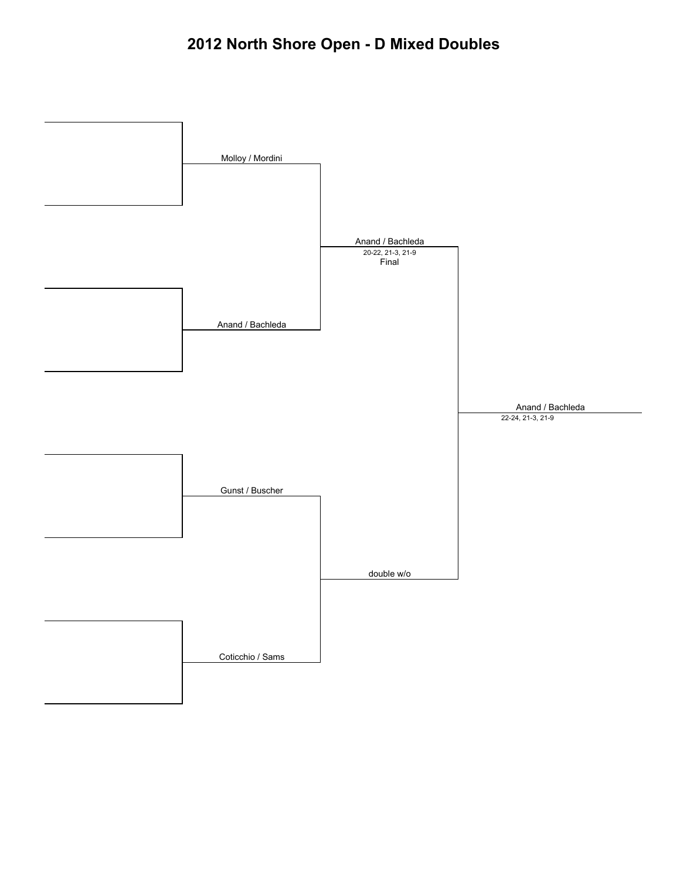# 2012 North Shore Open - D Mixed Doubles

Molloy / Mordini

Anand / Bachleda
20-22, 21-3, 21-9
Final

Anand / Bachleda

Anand / Bachleda
22-24, 21-3, 21-9

Gunst / Buscher

double w/o

Coticchio / Sams